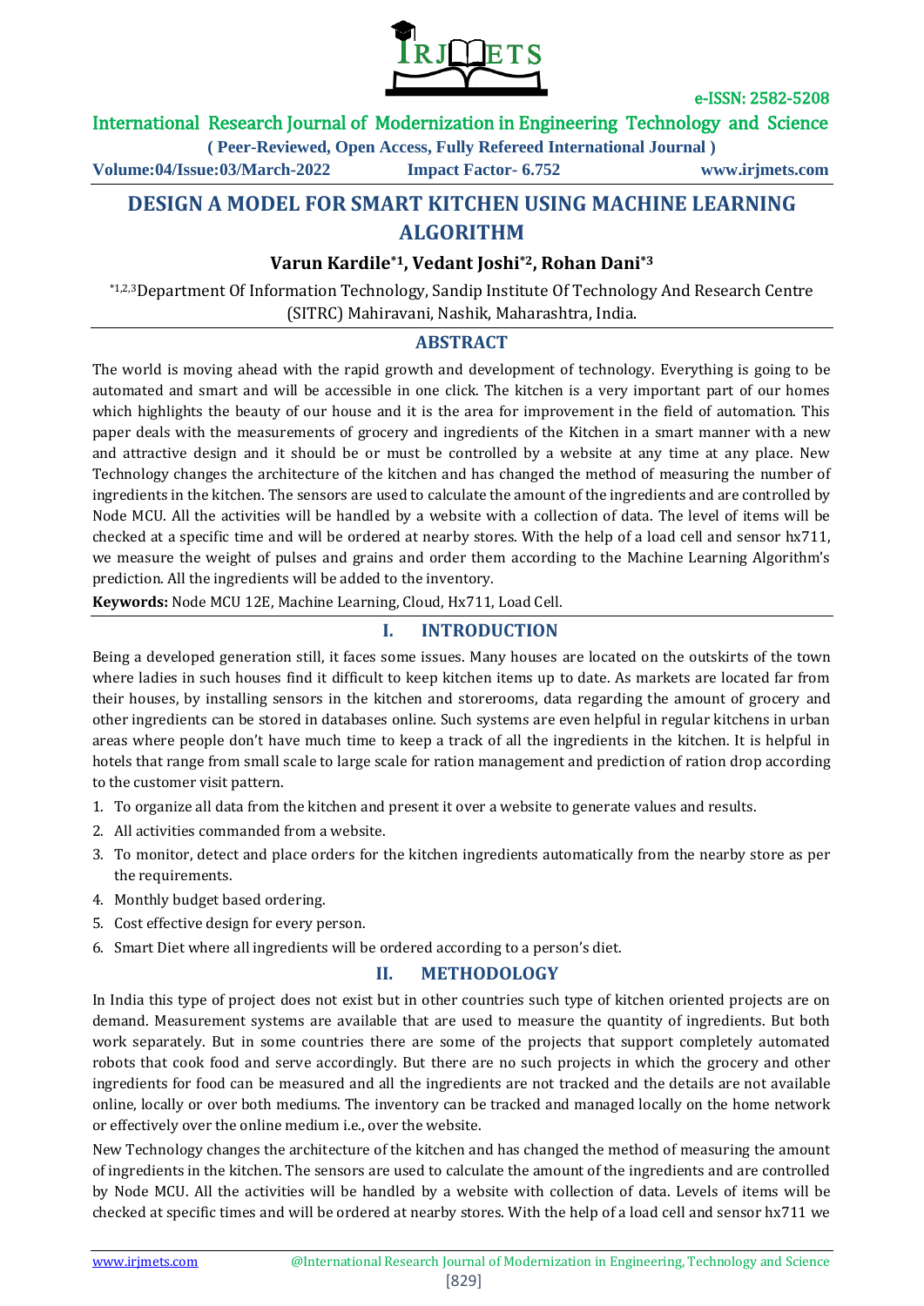# DESIGN A MODEL FOR SMART KITCHEN USING MACHINE LEARNING ALGORITHM

**Varun Kardile*1, Vedant Joshi*2, Rohan Dani*3**

*1,2,3Department Of Information Technology, Sandip Institute Of Technology And Research Centre (SITRC) Mahiravani, Nashik, Maharashtra, India.

## ABSTRACT

The world is moving ahead with the rapid growth and development of technology. Everything is going to be automated and smart and will be accessible in one click. The kitchen is a very important part of our homes which highlights the beauty of our house and it is the area for improvement in the field of automation. This paper deals with the measurements of grocery and ingredients of the Kitchen in a smart manner with a new and attractive design and it should be or must be controlled by a website at any time at any place. New Technology changes the architecture of the kitchen and has changed the method of measuring the number of ingredients in the kitchen. The sensors are used to calculate the amount of the ingredients and are controlled by Node MCU. All the activities will be handled by a website with a collection of data. The level of items will be checked at a specific time and will be ordered at nearby stores. With the help of a load cell and sensor hx711, we measure the weight of pulses and grains and order them according to the Machine Learning Algorithm's prediction. All the ingredients will be added to the inventory.

**Keywords:** Node MCU 12E, Machine Learning, Cloud, Hx711, Load Cell.

## I. INTRODUCTION

Being a developed generation still, it faces some issues. Many houses are located on the outskirts of the town where ladies in such houses find it difficult to keep kitchen items up to date. As markets are located far from their houses, by installing sensors in the kitchen and storerooms, data regarding the amount of grocery and other ingredients can be stored in databases online. Such systems are even helpful in regular kitchens in urban areas where people don't have much time to keep a track of all the ingredients in the kitchen. It is helpful in hotels that range from small scale to large scale for ration management and prediction of ration drop according to the customer visit pattern.

1. To organize all data from the kitchen and present it over a website to generate values and results.
2. All activities commanded from a website.
3. To monitor, detect and place orders for the kitchen ingredients automatically from the nearby store as per the requirements.
4. Monthly budget based ordering.
5. Cost effective design for every person.
6. Smart Diet where all ingredients will be ordered according to a person's diet.

## II. METHODOLOGY

In India this type of project does not exist but in other countries such type of kitchen oriented projects are on demand. Measurement systems are available that are used to measure the quantity of ingredients. But both work separately. But in some countries there are some of the projects that support completely automated robots that cook food and serve accordingly. But there are no such projects in which the grocery and other ingredients for food can be measured and all the ingredients are not tracked and the details are not available online, locally or over both mediums. The inventory can be tracked and managed locally on the home network or effectively over the online medium i.e., over the website.

New Technology changes the architecture of the kitchen and has changed the method of measuring the amount of ingredients in the kitchen. The sensors are used to calculate the amount of the ingredients and are controlled by Node MCU. All the activities will be handled by a website with collection of data. Levels of items will be checked at specific times and will be ordered at nearby stores. With the help of a load cell and sensor hx711 we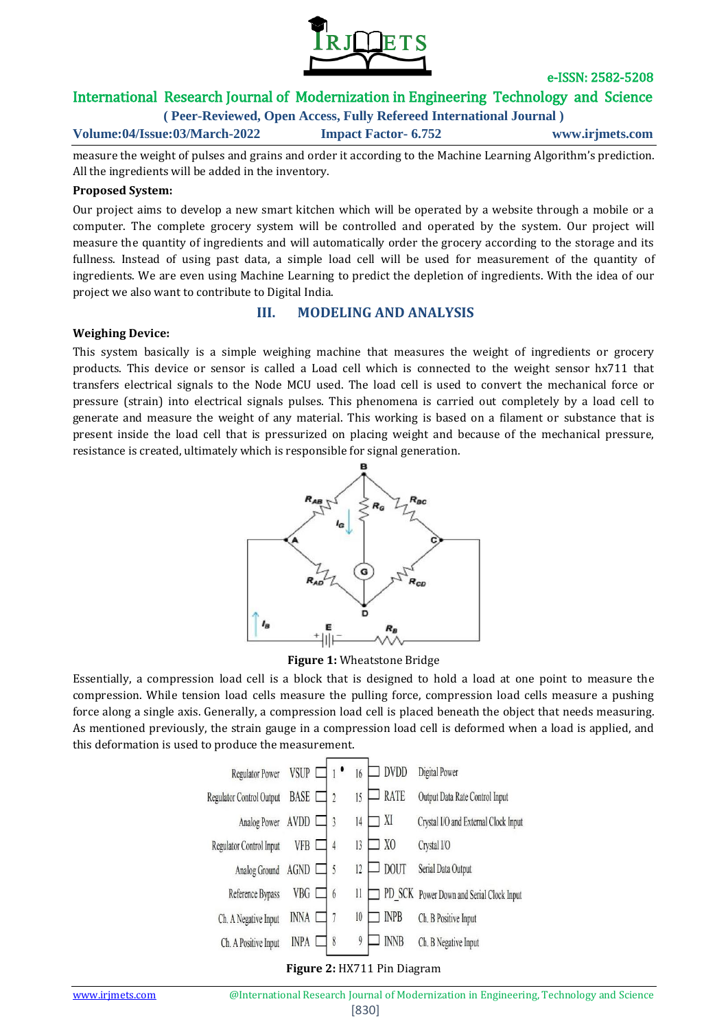measure the weight of pulses and grains and order it according to the Machine Learning Algorithm's prediction. All the ingredients will be added in the inventory.

**Proposed System:**

Our project aims to develop a new smart kitchen which will be operated by a website through a mobile or a computer. The complete grocery system will be controlled and operated by the system. Our project will measure the quantity of ingredients and will automatically order the grocery according to the storage and its fullness. Instead of using past data, a simple load cell will be used for measurement of the quantity of ingredients. We are even using Machine Learning to predict the depletion of ingredients. With the idea of our project we also want to contribute to Digital India.

## III. MODELING AND ANALYSIS

**Weighing Device:**

This system basically is a simple weighing machine that measures the weight of ingredients or grocery products. This device or sensor is called a Load cell which is connected to the weight sensor hx711 that transfers electrical signals to the Node MCU used. The load cell is used to convert the mechanical force or pressure (strain) into electrical signals pulses. This phenomena is carried out completely by a load cell to generate and measure the weight of any material. This working is based on a filament or substance that is present inside the load cell that is pressurized on placing weight and because of the mechanical pressure, resistance is created, ultimately which is responsible for signal generation.

**Figure 1:** Wheatstone Bridge

Essentially, a compression load cell is a block that is designed to hold a load at one point to measure the compression. While tension load cells measure the pulling force, compression load cells measure a pushing force along a single axis. Generally, a compression load cell is placed beneath the object that needs measuring. As mentioned previously, the strain gauge in a compression load cell is deformed when a load is applied, and this deformation is used to produce the measurement.

**Figure 2:** HX711 Pin Diagram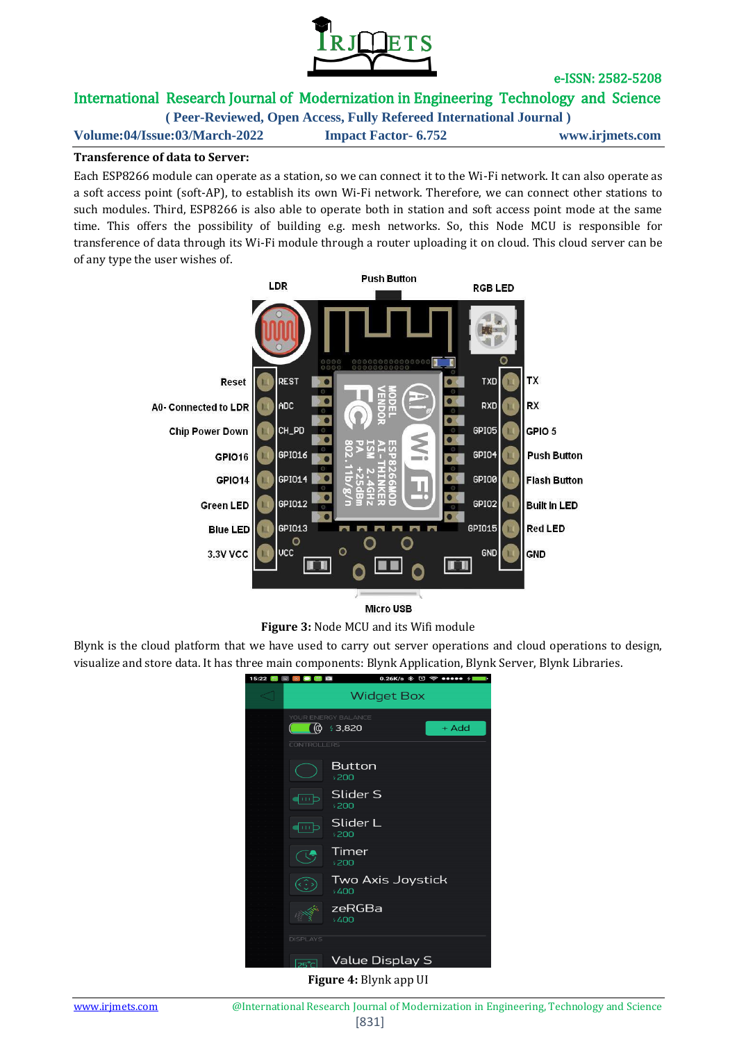**Transference of data to Server:**

Each ESP8266 module can operate as a station, so we can connect it to the Wi-Fi network. It can also operate as a soft access point (soft-AP), to establish its own Wi-Fi network. Therefore, we can connect other stations to such modules. Third, ESP8266 is also able to operate both in station and soft access point mode at the same time. This offers the possibility of building e.g. mesh networks. So, this Node MCU is responsible for transference of data through its Wi-Fi module through a router uploading it on cloud. This cloud server can be of any type the user wishes of.

**Figure 3:** Node MCU and its Wifi module

Blynk is the cloud platform that we have used to carry out server operations and cloud operations to design, visualize and store data. It has three main components: Blynk Application, Blynk Server, Blynk Libraries.

**Figure 4:** Blynk app UI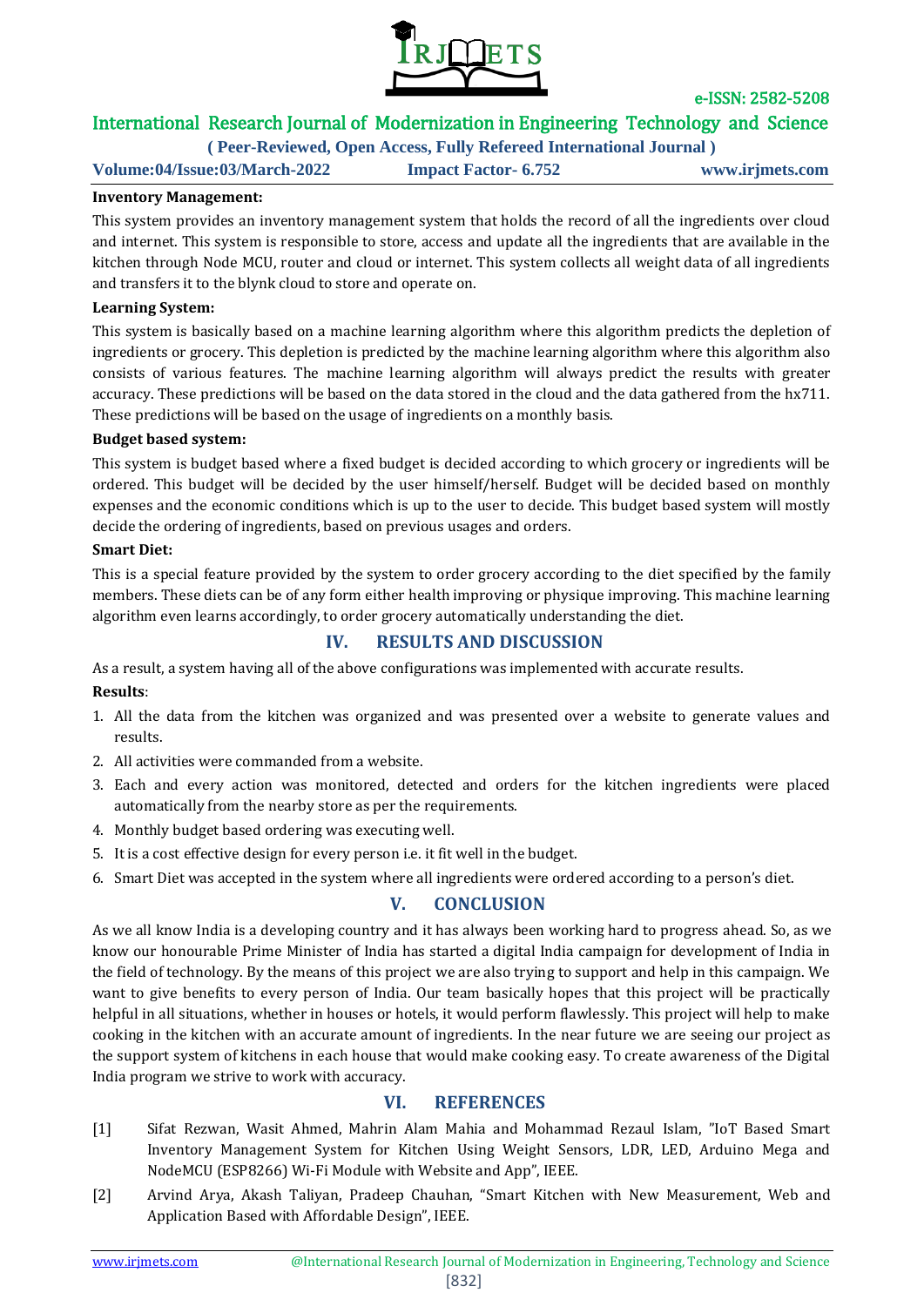**Inventory Management:**

This system provides an inventory management system that holds the record of all the ingredients over cloud and internet. This system is responsible to store, access and update all the ingredients that are available in the kitchen through Node MCU, router and cloud or internet. This system collects all weight data of all ingredients and transfers it to the blynk cloud to store and operate on.

**Learning System:**

This system is basically based on a machine learning algorithm where this algorithm predicts the depletion of ingredients or grocery. This depletion is predicted by the machine learning algorithm where this algorithm also consists of various features. The machine learning algorithm will always predict the results with greater accuracy. These predictions will be based on the data stored in the cloud and the data gathered from the hx711. These predictions will be based on the usage of ingredients on a monthly basis.

**Budget based system:**

This system is budget based where a fixed budget is decided according to which grocery or ingredients will be ordered. This budget will be decided by the user himself/herself. Budget will be decided based on monthly expenses and the economic conditions which is up to the user to decide. This budget based system will mostly decide the ordering of ingredients, based on previous usages and orders.

**Smart Diet:**

This is a special feature provided by the system to order grocery according to the diet specified by the family members. These diets can be of any form either health improving or physique improving. This machine learning algorithm even learns accordingly, to order grocery automatically understanding the diet.

## IV. RESULTS AND DISCUSSION

As a result, a system having all of the above configurations was implemented with accurate results.

**Results**:

1. All the data from the kitchen was organized and was presented over a website to generate values and results.
2. All activities were commanded from a website.
3. Each and every action was monitored, detected and orders for the kitchen ingredients were placed automatically from the nearby store as per the requirements.
4. Monthly budget based ordering was executing well.
5. It is a cost effective design for every person i.e. it fit well in the budget.
6. Smart Diet was accepted in the system where all ingredients were ordered according to a person's diet.

## V. CONCLUSION

As we all know India is a developing country and it has always been working hard to progress ahead. So, as we know our honourable Prime Minister of India has started a digital India campaign for development of India in the field of technology. By the means of this project we are also trying to support and help in this campaign. We want to give benefits to every person of India. Our team basically hopes that this project will be practically helpful in all situations, whether in houses or hotels, it would perform flawlessly. This project will help to make cooking in the kitchen with an accurate amount of ingredients. In the near future we are seeing our project as the support system of kitchens in each house that would make cooking easy. To create awareness of the Digital India program we strive to work with accuracy.

## VI. REFERENCES

[1] Sifat Rezwan, Wasit Ahmed, Mahrin Alam Mahia and Mohammad Rezaul Islam, "IoT Based Smart Inventory Management System for Kitchen Using Weight Sensors, LDR, LED, Arduino Mega and NodeMCU (ESP8266) Wi-Fi Module with Website and App", IEEE.

[2] Arvind Arya, Akash Taliyan, Pradeep Chauhan, "Smart Kitchen with New Measurement, Web and Application Based with Affordable Design", IEEE.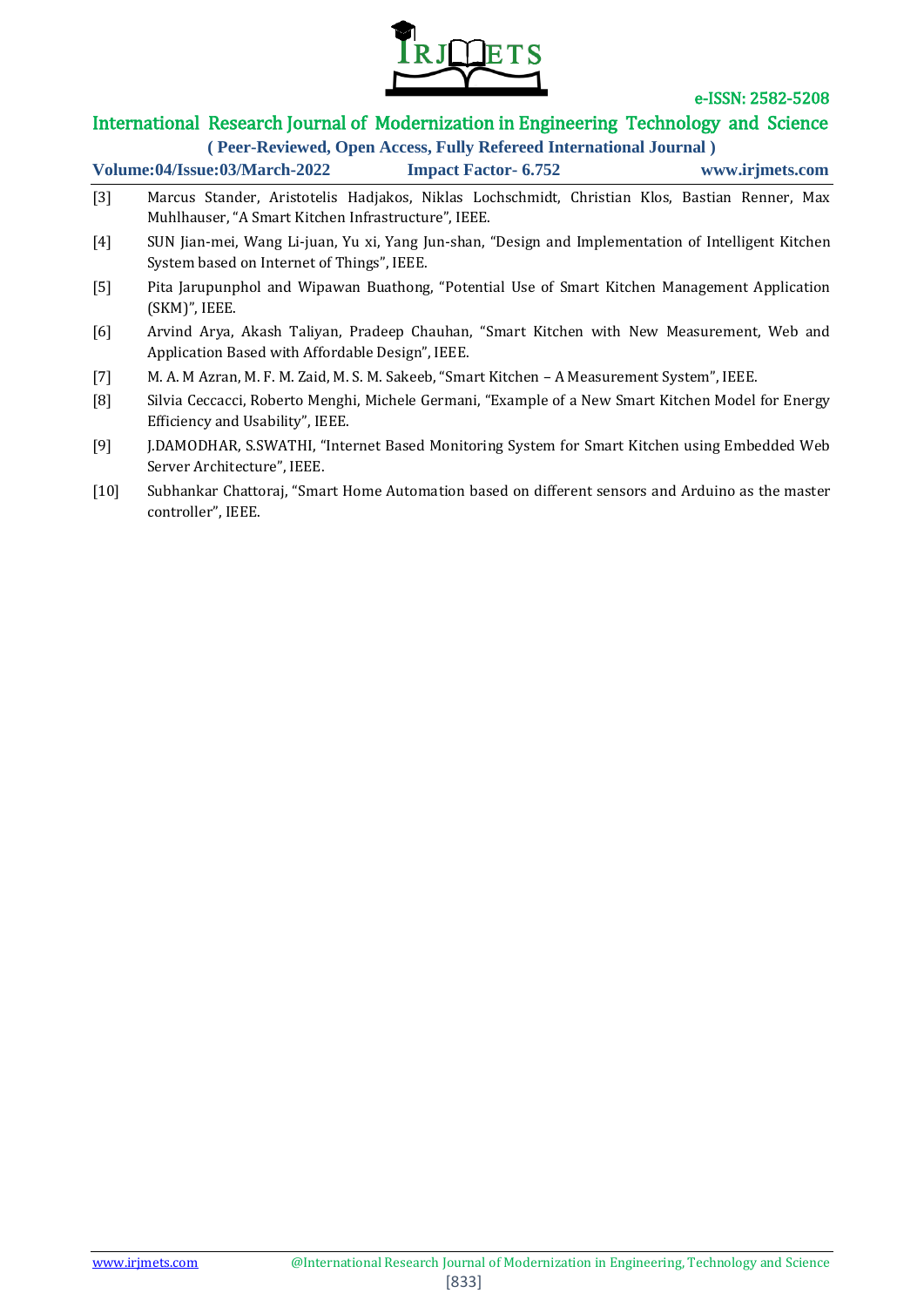[3] Marcus Stander, Aristotelis Hadjakos, Niklas Lochschmidt, Christian Klos, Bastian Renner, Max Muhlhauser, "A Smart Kitchen Infrastructure", IEEE.

[4] SUN Jian-mei, Wang Li-juan, Yu xi, Yang Jun-shan, "Design and Implementation of Intelligent Kitchen System based on Internet of Things", IEEE.

[5] Pita Jarupunphol and Wipawan Buathong, "Potential Use of Smart Kitchen Management Application (SKM)", IEEE.

[6] Arvind Arya, Akash Taliyan, Pradeep Chauhan, "Smart Kitchen with New Measurement, Web and Application Based with Affordable Design", IEEE.

[7] M. A. M Azran, M. F. M. Zaid, M. S. M. Sakeeb, "Smart Kitchen – A Measurement System", IEEE.

[8] Silvia Ceccacci, Roberto Menghi, Michele Germani, "Example of a New Smart Kitchen Model for Energy Efficiency and Usability", IEEE.

[9] J.DAMODHAR, S.SWATHI, "Internet Based Monitoring System for Smart Kitchen using Embedded Web Server Architecture", IEEE.

[10] Subhankar Chattoraj, "Smart Home Automation based on different sensors and Arduino as the master controller", IEEE.